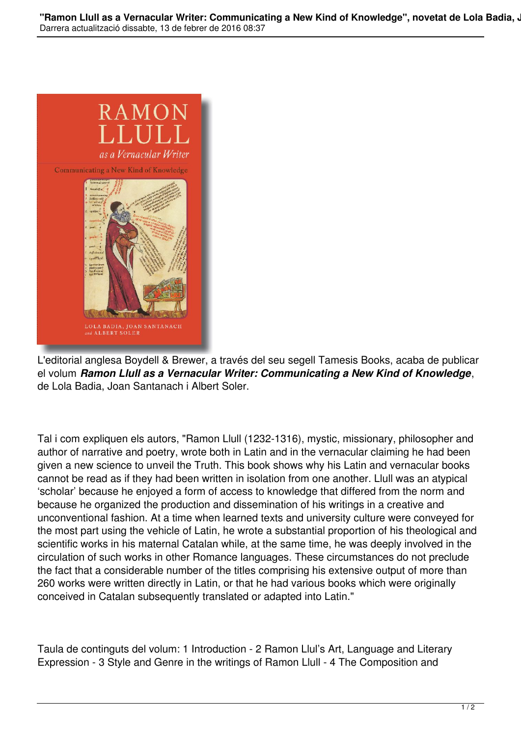L'editorial anglesa Boydell & Brewer, a través del seu segell Tamesis Books, acaba de publicar el volum ***Ramon Llull as a Vernacular Writer: Communicating a New Kind of Knowledge***, de Lola Badia, Joan Santanach i Albert Soler.

Tal i com expliquen els autors, "Ramon Llull (1232-1316), mystic, missionary, philosopher and author of narrative and poetry, wrote both in Latin and in the vernacular claiming he had been given a new science to unveil the Truth. This book shows why his Latin and vernacular books cannot be read as if they had been written in isolation from one another. Llull was an atypical 'scholar' because he enjoyed a form of access to knowledge that differed from the norm and because he organized the production and dissemination of his writings in a creative and unconventional fashion. At a time when learned texts and university culture were conveyed for the most part using the vehicle of Latin, he wrote a substantial proportion of his theological and scientific works in his maternal Catalan while, at the same time, he was deeply involved in the circulation of such works in other Romance languages. These circumstances do not preclude the fact that a considerable number of the titles comprising his extensive output of more than 260 works were written directly in Latin, or that he had various books which were originally conceived in Catalan subsequently translated or adapted into Latin."

Taula de continguts del volum: 1 Introduction - 2 Ramon Llul's Art, Language and Literary Expression - 3 Style and Genre in the writings of Ramon Llull - 4 The Composition and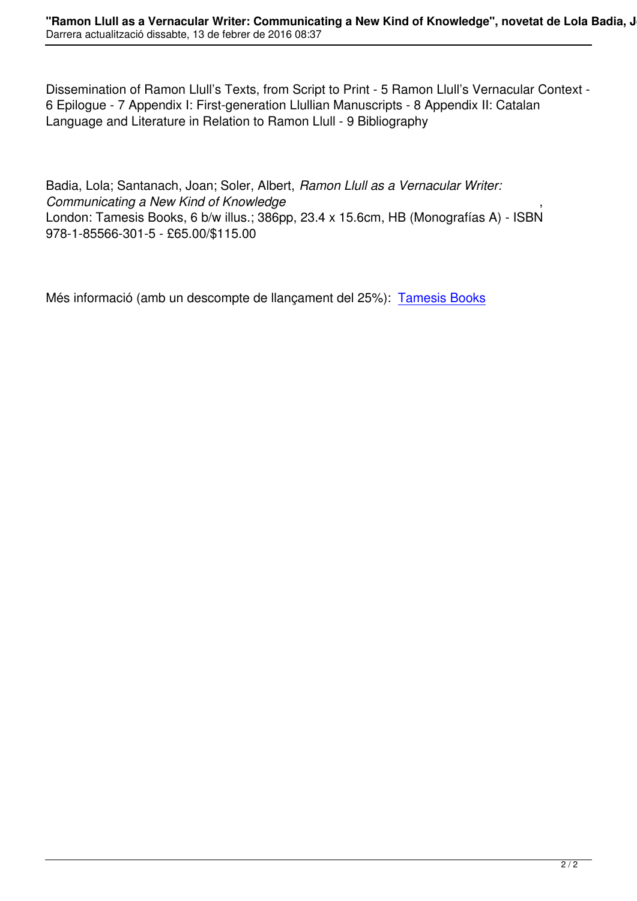Dissemination of Ramon Llull's Texts, from Script to Print - 5 Ramon Llull's Vernacular Context - 6 Epilogue - 7 Appendix I: First-generation Llullian Manuscripts - 8 Appendix II: Catalan Language and Literature in Relation to Ramon Llull - 9 Bibliography

Badia, Lola; Santanach, Joan; Soler, Albert, *Ramon Llull as a Vernacular Writer: Communicating a New Kind of Knowledge*,
London: Tamesis Books, 6 b/w illus.; 386pp, 23.4 x 15.6cm, HB (Monografías A) - ISBN 978-1-85566-301-5 - £65.00/$115.00

Més informació (amb un descompte de llançament del 25%): Tamesis Books